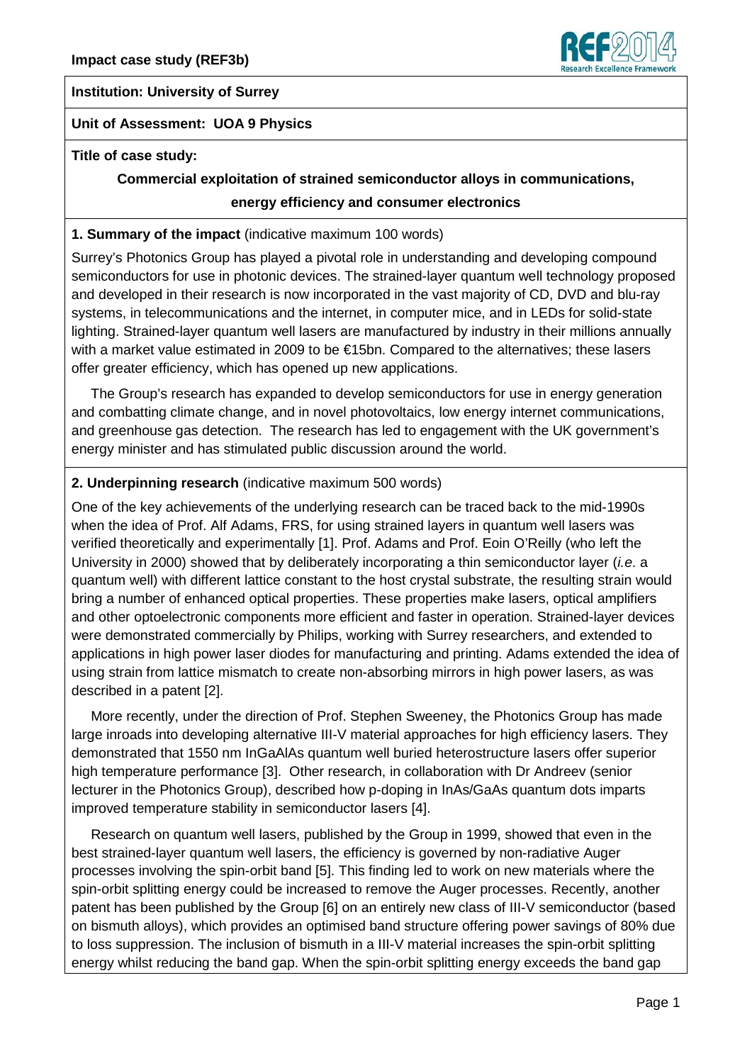**Impact case study (REF3b)**

**Institution: University of Surrey**

**Unit of Assessment: UOA 9 Physics**

**Title of case study:**

**Commercial exploitation of strained semiconductor alloys in communications, energy efficiency and consumer electronics**

**1. Summary of the impact** (indicative maximum 100 words)

Surrey's Photonics Group has played a pivotal role in understanding and developing compound semiconductors for use in photonic devices. The strained-layer quantum well technology proposed and developed in their research is now incorporated in the vast majority of CD, DVD and blu-ray systems, in telecommunications and the internet, in computer mice, and in LEDs for solid-state lighting. Strained-layer quantum well lasers are manufactured by industry in their millions annually with a market value estimated in 2009 to be €15bn. Compared to the alternatives; these lasers offer greater efficiency, which has opened up new applications.

The Group's research has expanded to develop semiconductors for use in energy generation and combatting climate change, and in novel photovoltaics, low energy internet communications, and greenhouse gas detection. The research has led to engagement with the UK government's energy minister and has stimulated public discussion around the world.

**2. Underpinning research** (indicative maximum 500 words)

One of the key achievements of the underlying research can be traced back to the mid-1990s when the idea of Prof. Alf Adams, FRS, for using strained layers in quantum well lasers was verified theoretically and experimentally [1]. Prof. Adams and Prof. Eoin O'Reilly (who left the University in 2000) showed that by deliberately incorporating a thin semiconductor layer (*i.e.* a quantum well) with different lattice constant to the host crystal substrate, the resulting strain would bring a number of enhanced optical properties. These properties make lasers, optical amplifiers and other optoelectronic components more efficient and faster in operation. Strained-layer devices were demonstrated commercially by Philips, working with Surrey researchers, and extended to applications in high power laser diodes for manufacturing and printing. Adams extended the idea of using strain from lattice mismatch to create non-absorbing mirrors in high power lasers, as was described in a patent [2].

More recently, under the direction of Prof. Stephen Sweeney, the Photonics Group has made large inroads into developing alternative III-V material approaches for high efficiency lasers. They demonstrated that 1550 nm InGaAlAs quantum well buried heterostructure lasers offer superior high temperature performance [3]. Other research, in collaboration with Dr Andreev (senior lecturer in the Photonics Group), described how p-doping in InAs/GaAs quantum dots imparts improved temperature stability in semiconductor lasers [4].

Research on quantum well lasers, published by the Group in 1999, showed that even in the best strained-layer quantum well lasers, the efficiency is governed by non-radiative Auger processes involving the spin-orbit band [5]. This finding led to work on new materials where the spin-orbit splitting energy could be increased to remove the Auger processes. Recently, another patent has been published by the Group [6] on an entirely new class of III-V semiconductor (based on bismuth alloys), which provides an optimised band structure offering power savings of 80% due to loss suppression. The inclusion of bismuth in a III-V material increases the spin-orbit splitting energy whilst reducing the band gap. When the spin-orbit splitting energy exceeds the band gap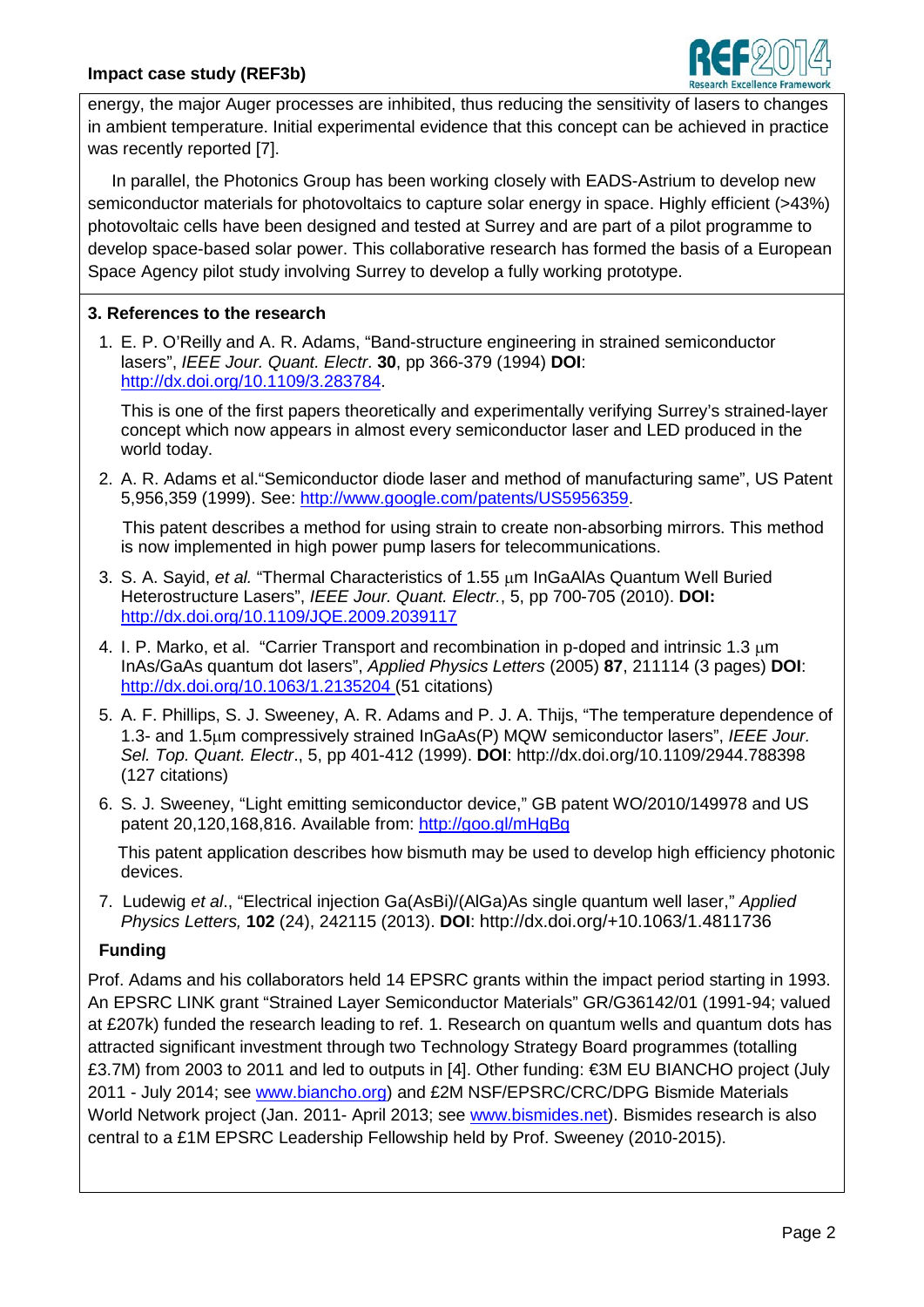energy, the major Auger processes are inhibited, thus reducing the sensitivity of lasers to changes in ambient temperature. Initial experimental evidence that this concept can be achieved in practice was recently reported [7].

In parallel, the Photonics Group has been working closely with EADS-Astrium to develop new semiconductor materials for photovoltaics to capture solar energy in space. Highly efficient (>43%) photovoltaic cells have been designed and tested at Surrey and are part of a pilot programme to develop space-based solar power. This collaborative research has formed the basis of a European Space Agency pilot study involving Surrey to develop a fully working prototype.

### 3. References to the research

1. E. P. O'Reilly and A. R. Adams, "Band-structure engineering in strained semiconductor lasers", *IEEE Jour. Quant. Electr*. **30**, pp 366-379 (1994) **DOI**: http://dx.doi.org/10.1109/3.283784.

   This is one of the first papers theoretically and experimentally verifying Surrey's strained-layer concept which now appears in almost every semiconductor laser and LED produced in the world today.

2. A. R. Adams et al."Semiconductor diode laser and method of manufacturing same", US Patent 5,956,359 (1999). See: http://www.google.com/patents/US5956359.

   This patent describes a method for using strain to create non-absorbing mirrors. This method is now implemented in high power pump lasers for telecommunications.

3. S. A. Sayid, *et al.* "Thermal Characteristics of 1.55 μm InGaAlAs Quantum Well Buried Heterostructure Lasers", *IEEE Jour. Quant. Electr.*, 5, pp 700-705 (2010). **DOI:** http://dx.doi.org/10.1109/JQE.2009.2039117

4. I. P. Marko, et al. "Carrier Transport and recombination in p-doped and intrinsic 1.3 μm InAs/GaAs quantum dot lasers", *Applied Physics Letters* (2005) **87**, 211114 (3 pages) **DOI**: http://dx.doi.org/10.1063/1.2135204 (51 citations)

5. A. F. Phillips, S. J. Sweeney, A. R. Adams and P. J. A. Thijs, "The temperature dependence of 1.3- and 1.5μm compressively strained InGaAs(P) MQW semiconductor lasers", *IEEE Jour. Sel. Top. Quant. Electr*., 5, pp 401-412 (1999). **DOI**: http://dx.doi.org/10.1109/2944.788398 (127 citations)

6. S. J. Sweeney, "Light emitting semiconductor device," GB patent WO/2010/149978 and US patent 20,120,168,816. Available from: http://goo.gl/mHgBq

   This patent application describes how bismuth may be used to develop high efficiency photonic devices.

7. Ludewig *et al*., "Electrical injection Ga(AsBi)/(AlGa)As single quantum well laser," *Applied Physics Letters,* **102** (24), 242115 (2013). **DOI**: http://dx.doi.org/+10.1063/1.4811736

**Funding**

Prof. Adams and his collaborators held 14 EPSRC grants within the impact period starting in 1993. An EPSRC LINK grant "Strained Layer Semiconductor Materials" GR/G36142/01 (1991-94; valued at £207k) funded the research leading to ref. 1. Research on quantum wells and quantum dots has attracted significant investment through two Technology Strategy Board programmes (totalling £3.7M) from 2003 to 2011 and led to outputs in [4]. Other funding: €3M EU BIANCHO project (July 2011 - July 2014; see www.biancho.org) and £2M NSF/EPSRC/CRC/DPG Bismide Materials World Network project (Jan. 2011- April 2013; see www.bismides.net). Bismides research is also central to a £1M EPSRC Leadership Fellowship held by Prof. Sweeney (2010-2015).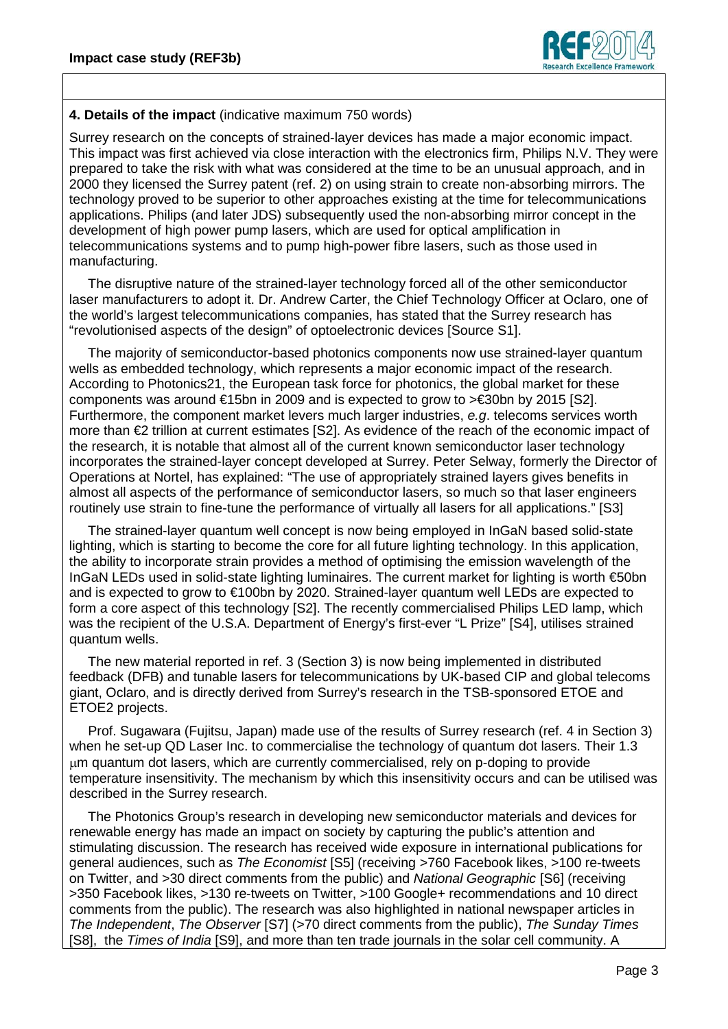**4. Details of the impact** (indicative maximum 750 words)

Surrey research on the concepts of strained-layer devices has made a major economic impact. This impact was first achieved via close interaction with the electronics firm, Philips N.V. They were prepared to take the risk with what was considered at the time to be an unusual approach, and in 2000 they licensed the Surrey patent (ref. 2) on using strain to create non-absorbing mirrors. The technology proved to be superior to other approaches existing at the time for telecommunications applications. Philips (and later JDS) subsequently used the non-absorbing mirror concept in the development of high power pump lasers, which are used for optical amplification in telecommunications systems and to pump high-power fibre lasers, such as those used in manufacturing.

The disruptive nature of the strained-layer technology forced all of the other semiconductor laser manufacturers to adopt it. Dr. Andrew Carter, the Chief Technology Officer at Oclaro, one of the world's largest telecommunications companies, has stated that the Surrey research has "revolutionised aspects of the design" of optoelectronic devices [Source S1].

The majority of semiconductor-based photonics components now use strained-layer quantum wells as embedded technology, which represents a major economic impact of the research. According to Photonics21, the European task force for photonics, the global market for these components was around €15bn in 2009 and is expected to grow to >€30bn by 2015 [S2]. Furthermore, the component market levers much larger industries, *e.g*. telecoms services worth more than €2 trillion at current estimates [S2]. As evidence of the reach of the economic impact of the research, it is notable that almost all of the current known semiconductor laser technology incorporates the strained-layer concept developed at Surrey. Peter Selway, formerly the Director of Operations at Nortel, has explained: "The use of appropriately strained layers gives benefits in almost all aspects of the performance of semiconductor lasers, so much so that laser engineers routinely use strain to fine-tune the performance of virtually all lasers for all applications." [S3]

The strained-layer quantum well concept is now being employed in InGaN based solid-state lighting, which is starting to become the core for all future lighting technology. In this application, the ability to incorporate strain provides a method of optimising the emission wavelength of the InGaN LEDs used in solid-state lighting luminaires. The current market for lighting is worth €50bn and is expected to grow to €100bn by 2020. Strained-layer quantum well LEDs are expected to form a core aspect of this technology [S2]. The recently commercialised Philips LED lamp, which was the recipient of the U.S.A. Department of Energy's first-ever "L Prize" [S4], utilises strained quantum wells.

The new material reported in ref. 3 (Section 3) is now being implemented in distributed feedback (DFB) and tunable lasers for telecommunications by UK-based CIP and global telecoms giant, Oclaro, and is directly derived from Surrey's research in the TSB-sponsored ETOE and ETOE2 projects.

Prof. Sugawara (Fujitsu, Japan) made use of the results of Surrey research (ref. 4 in Section 3) when he set-up QD Laser Inc. to commercialise the technology of quantum dot lasers. Their 1.3 $\mu$m quantum dot lasers, which are currently commercialised, rely on p-doping to provide temperature insensitivity. The mechanism by which this insensitivity occurs and can be utilised was described in the Surrey research.

The Photonics Group's research in developing new semiconductor materials and devices for renewable energy has made an impact on society by capturing the public's attention and stimulating discussion. The research has received wide exposure in international publications for general audiences, such as *The Economist* [S5] (receiving >760 Facebook likes, >100 re-tweets on Twitter, and >30 direct comments from the public) and *National Geographic* [S6] (receiving >350 Facebook likes, >130 re-tweets on Twitter, >100 Google+ recommendations and 10 direct comments from the public). The research was also highlighted in national newspaper articles in *The Independent*, *The Observer* [S7] (>70 direct comments from the public), *The Sunday Times* [S8], the *Times of India* [S9], and more than ten trade journals in the solar cell community. A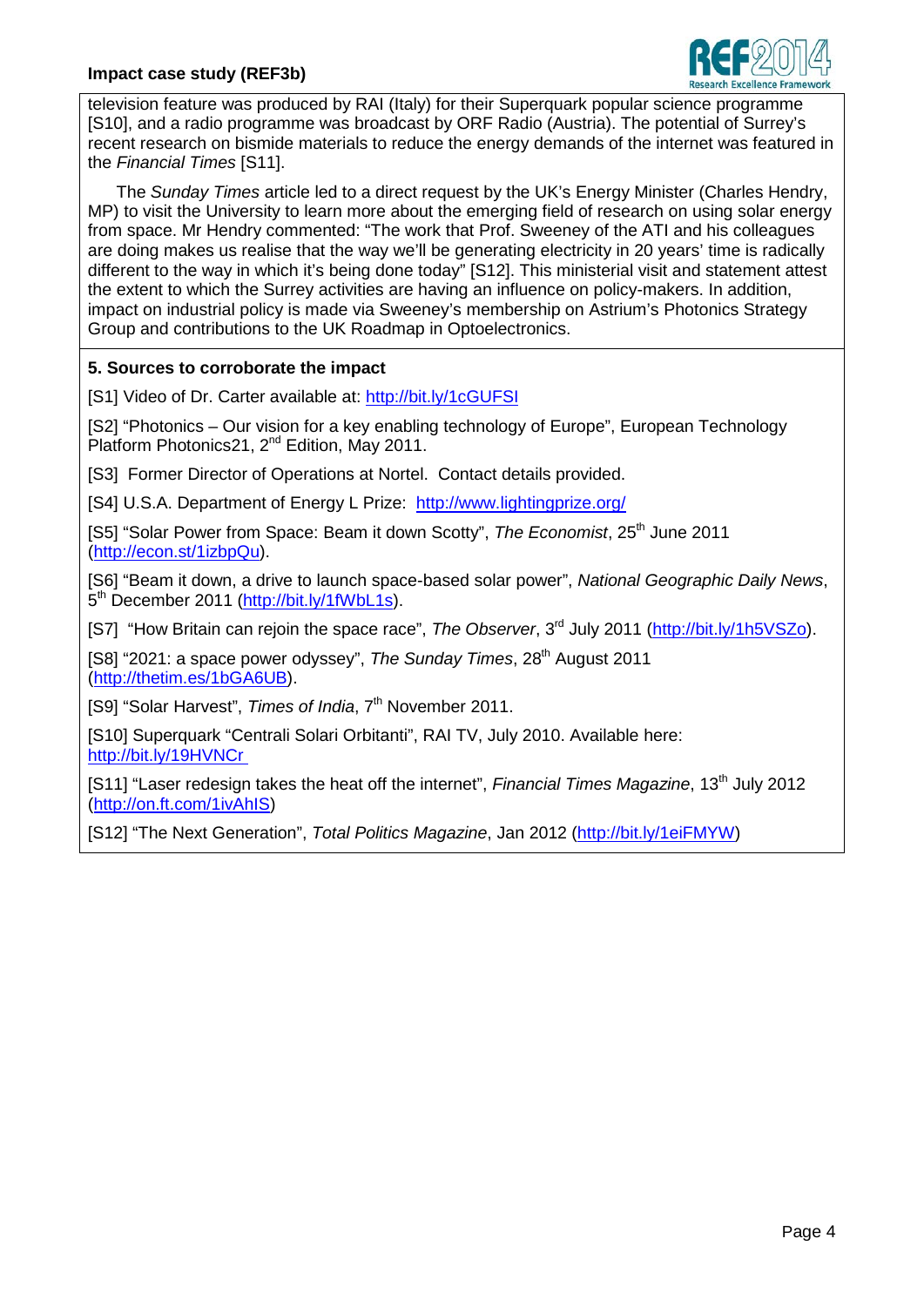television feature was produced by RAI (Italy) for their Superquark popular science programme [S10], and a radio programme was broadcast by ORF Radio (Austria). The potential of Surrey's recent research on bismide materials to reduce the energy demands of the internet was featured in the *Financial Times* [S11].

The *Sunday Times* article led to a direct request by the UK's Energy Minister (Charles Hendry, MP) to visit the University to learn more about the emerging field of research on using solar energy from space. Mr Hendry commented: "The work that Prof. Sweeney of the ATI and his colleagues are doing makes us realise that the way we'll be generating electricity in 20 years' time is radically different to the way in which it's being done today" [S12]. This ministerial visit and statement attest the extent to which the Surrey activities are having an influence on policy-makers. In addition, impact on industrial policy is made via Sweeney's membership on Astrium's Photonics Strategy Group and contributions to the UK Roadmap in Optoelectronics.

## 5. Sources to corroborate the impact

[S1] Video of Dr. Carter available at: http://bit.ly/1cGUFSI

[S2] "Photonics – Our vision for a key enabling technology of Europe", European Technology Platform Photonics21, 2nd Edition, May 2011.

[S3] Former Director of Operations at Nortel. Contact details provided.

[S4] U.S.A. Department of Energy L Prize: http://www.lightingprize.org/

[S5] "Solar Power from Space: Beam it down Scotty", *The Economist*, 25th June 2011 (http://econ.st/1izbpQu).

[S6] "Beam it down, a drive to launch space-based solar power", *National Geographic Daily News*, 5th December 2011 (http://bit.ly/1fWbL1s).

[S7] "How Britain can rejoin the space race", *The Observer*, 3rd July 2011 (http://bit.ly/1h5VSZo).

[S8] "2021: a space power odyssey", *The Sunday Times*, 28th August 2011 (http://thetim.es/1bGA6UB).

[S9] "Solar Harvest", *Times of India*, 7th November 2011.

[S10] Superquark "Centrali Solari Orbitanti", RAI TV, July 2010. Available here: http://bit.ly/19HVNCr

[S11] "Laser redesign takes the heat off the internet", *Financial Times Magazine*, 13th July 2012 (http://on.ft.com/1ivAhIS)

[S12] "The Next Generation", *Total Politics Magazine*, Jan 2012 (http://bit.ly/1eiFMYW)